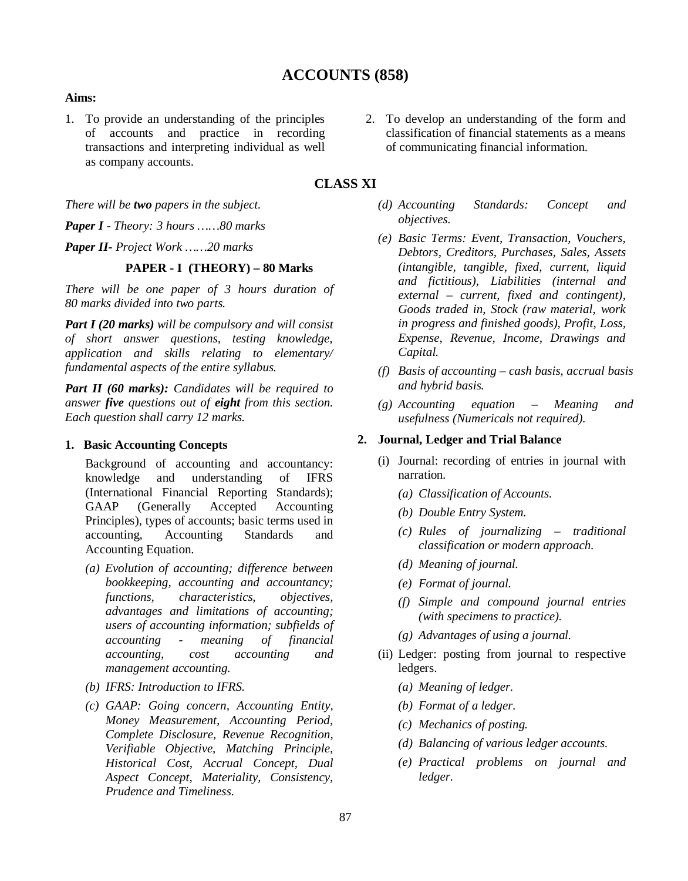# ACCOUNTS (858)

**Aims:**

1. To provide an understanding of the principles of accounts and practice in recording transactions and interpreting individual as well as company accounts.
2. To develop an understanding of the form and classification of financial statements as a means of communicating financial information.

## CLASS XI

*There will be* ***two*** *papers in the subject.*

***Paper I*** *- Theory: 3 hours ……80 marks*

***Paper II****- Project Work ……20 marks*

### PAPER - I (THEORY) – 80 Marks

*There will be one paper of 3 hours duration of 80 marks divided into two parts.*

***Part I (20 marks)*** *will be compulsory and will consist of short answer questions, testing knowledge, application and skills relating to elementary/ fundamental aspects of the entire syllabus.*

***Part II (60 marks):*** *Candidates will be required to answer* ***five*** *questions out of* ***eight*** *from this section. Each question shall carry 12 marks.*

**1. Basic Accounting Concepts**

Background of accounting and accountancy: knowledge and understanding of IFRS (International Financial Reporting Standards); GAAP (Generally Accepted Accounting Principles), types of accounts; basic terms used in accounting, Accounting Standards and Accounting Equation.

*(a) Evolution of accounting; difference between bookkeeping, accounting and accountancy; functions, characteristics, objectives, advantages and limitations of accounting; users of accounting information; subfields of accounting - meaning of financial accounting, cost accounting and management accounting.*

*(b) IFRS: Introduction to IFRS.*

*(c) GAAP: Going concern, Accounting Entity, Money Measurement, Accounting Period, Complete Disclosure, Revenue Recognition, Verifiable Objective, Matching Principle, Historical Cost, Accrual Concept, Dual Aspect Concept, Materiality, Consistency, Prudence and Timeliness.*

*(d) Accounting Standards: Concept and objectives.*

*(e) Basic Terms: Event, Transaction, Vouchers, Debtors, Creditors, Purchases, Sales, Assets (intangible, tangible, fixed, current, liquid and fictitious), Liabilities (internal and external – current, fixed and contingent), Goods traded in, Stock (raw material, work in progress and finished goods), Profit, Loss, Expense, Revenue, Income, Drawings and Capital.*

*(f) Basis of accounting – cash basis, accrual basis and hybrid basis.*

*(g) Accounting equation – Meaning and usefulness (Numericals not required).*

**2. Journal, Ledger and Trial Balance**

(i) Journal: recording of entries in journal with narration.

*(a) Classification of Accounts.*

*(b) Double Entry System.*

*(c) Rules of journalizing – traditional classification or modern approach.*

*(d) Meaning of journal.*

*(e) Format of journal.*

*(f) Simple and compound journal entries (with specimens to practice).*

*(g) Advantages of using a journal.*

(ii) Ledger: posting from journal to respective ledgers.

*(a) Meaning of ledger.*

*(b) Format of a ledger.*

*(c) Mechanics of posting.*

*(d) Balancing of various ledger accounts.*

*(e) Practical problems on journal and ledger.*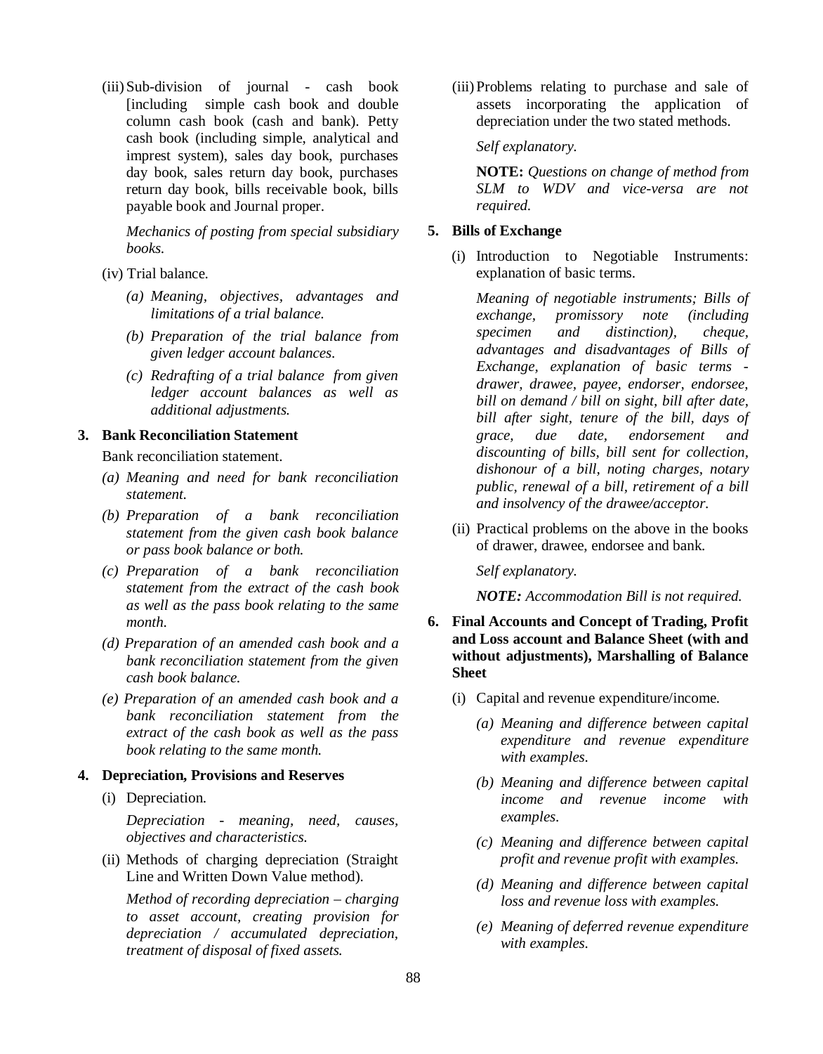(iii) Sub-division of journal - cash book [including simple cash book and double column cash book (cash and bank). Petty cash book (including simple, analytical and imprest system), sales day book, purchases day book, sales return day book, purchases return day book, bills receivable book, bills payable book and Journal proper.

*Mechanics of posting from special subsidiary books.*

(iv) Trial balance.

*(a) Meaning, objectives, advantages and limitations of a trial balance.*

*(b) Preparation of the trial balance from given ledger account balances.*

*(c) Redrafting of a trial balance from given ledger account balances as well as additional adjustments.*

**3. Bank Reconciliation Statement**

Bank reconciliation statement.

*(a) Meaning and need for bank reconciliation statement.*

*(b) Preparation of a bank reconciliation statement from the given cash book balance or pass book balance or both.*

*(c) Preparation of a bank reconciliation statement from the extract of the cash book as well as the pass book relating to the same month.*

*(d) Preparation of an amended cash book and a bank reconciliation statement from the given cash book balance.*

*(e) Preparation of an amended cash book and a bank reconciliation statement from the extract of the cash book as well as the pass book relating to the same month.*

**4. Depreciation, Provisions and Reserves**

(i) Depreciation.

*Depreciation - meaning, need, causes, objectives and characteristics.*

(ii) Methods of charging depreciation (Straight Line and Written Down Value method).

*Method of recording depreciation – charging to asset account, creating provision for depreciation / accumulated depreciation, treatment of disposal of fixed assets.*

(iii) Problems relating to purchase and sale of assets incorporating the application of depreciation under the two stated methods.

*Self explanatory.*

**NOTE:** *Questions on change of method from SLM to WDV and vice-versa are not required.*

**5. Bills of Exchange**

(i) Introduction to Negotiable Instruments: explanation of basic terms.

*Meaning of negotiable instruments; Bills of exchange, promissory note (including specimen and distinction), cheque, advantages and disadvantages of Bills of Exchange, explanation of basic terms - drawer, drawee, payee, endorser, endorsee, bill on demand / bill on sight, bill after date, bill after sight, tenure of the bill, days of grace, due date, endorsement and discounting of bills, bill sent for collection, dishonour of a bill, noting charges, notary public, renewal of a bill, retirement of a bill and insolvency of the drawee/acceptor.*

(ii) Practical problems on the above in the books of drawer, drawee, endorsee and bank.

*Self explanatory.*

***NOTE:*** *Accommodation Bill is not required.*

**6. Final Accounts and Concept of Trading, Profit and Loss account and Balance Sheet (with and without adjustments), Marshalling of Balance Sheet**

(i) Capital and revenue expenditure/income.

*(a) Meaning and difference between capital expenditure and revenue expenditure with examples.*

*(b) Meaning and difference between capital income and revenue income with examples.*

*(c) Meaning and difference between capital profit and revenue profit with examples.*

*(d) Meaning and difference between capital loss and revenue loss with examples.*

*(e) Meaning of deferred revenue expenditure with examples.*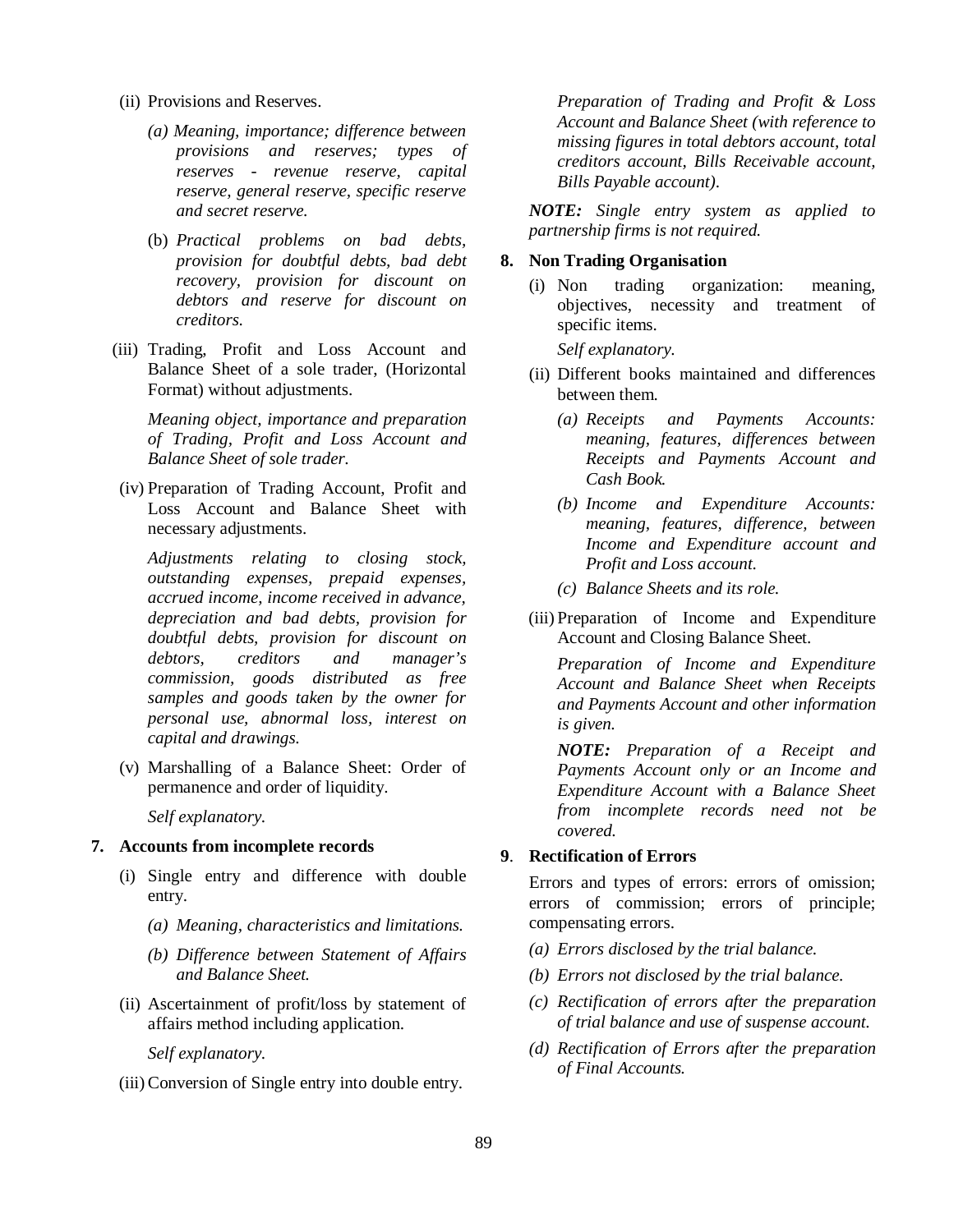(ii) Provisions and Reserves.

*(a) Meaning, importance; difference between provisions and reserves; types of reserves - revenue reserve, capital reserve, general reserve, specific reserve and secret reserve.*

(b) *Practical problems on bad debts, provision for doubtful debts, bad debt recovery, provision for discount on debtors and reserve for discount on creditors.*

(iii) Trading, Profit and Loss Account and Balance Sheet of a sole trader, (Horizontal Format) without adjustments.

*Meaning object, importance and preparation of Trading, Profit and Loss Account and Balance Sheet of sole trader.*

(iv) Preparation of Trading Account, Profit and Loss Account and Balance Sheet with necessary adjustments.

*Adjustments relating to closing stock, outstanding expenses, prepaid expenses, accrued income, income received in advance, depreciation and bad debts, provision for doubtful debts, provision for discount on debtors, creditors and manager's commission, goods distributed as free samples and goods taken by the owner for personal use, abnormal loss, interest on capital and drawings.*

(v) Marshalling of a Balance Sheet: Order of permanence and order of liquidity.

*Self explanatory.*

**7. Accounts from incomplete records**

(i) Single entry and difference with double entry.

*(a) Meaning, characteristics and limitations.*

*(b) Difference between Statement of Affairs and Balance Sheet.*

(ii) Ascertainment of profit/loss by statement of affairs method including application.

*Self explanatory.*

(iii) Conversion of Single entry into double entry.

*Preparation of Trading and Profit & Loss Account and Balance Sheet (with reference to missing figures in total debtors account, total creditors account, Bills Receivable account, Bills Payable account).*

***NOTE:** Single entry system as applied to partnership firms is not required.*

**8. Non Trading Organisation**

(i) Non trading organization: meaning, objectives, necessity and treatment of specific items.

*Self explanatory.*

(ii) Different books maintained and differences between them.

*(a) Receipts and Payments Accounts: meaning, features, differences between Receipts and Payments Account and Cash Book.*

*(b) Income and Expenditure Accounts: meaning, features, difference, between Income and Expenditure account and Profit and Loss account.*

*(c) Balance Sheets and its role.*

(iii) Preparation of Income and Expenditure Account and Closing Balance Sheet.

*Preparation of Income and Expenditure Account and Balance Sheet when Receipts and Payments Account and other information is given.*

***NOTE:** Preparation of a Receipt and Payments Account only or an Income and Expenditure Account with a Balance Sheet from incomplete records need not be covered.*

**9. Rectification of Errors**

Errors and types of errors: errors of omission; errors of commission; errors of principle; compensating errors.

*(a) Errors disclosed by the trial balance.*

*(b) Errors not disclosed by the trial balance.*

*(c) Rectification of errors after the preparation of trial balance and use of suspense account.*

*(d) Rectification of Errors after the preparation of Final Accounts.*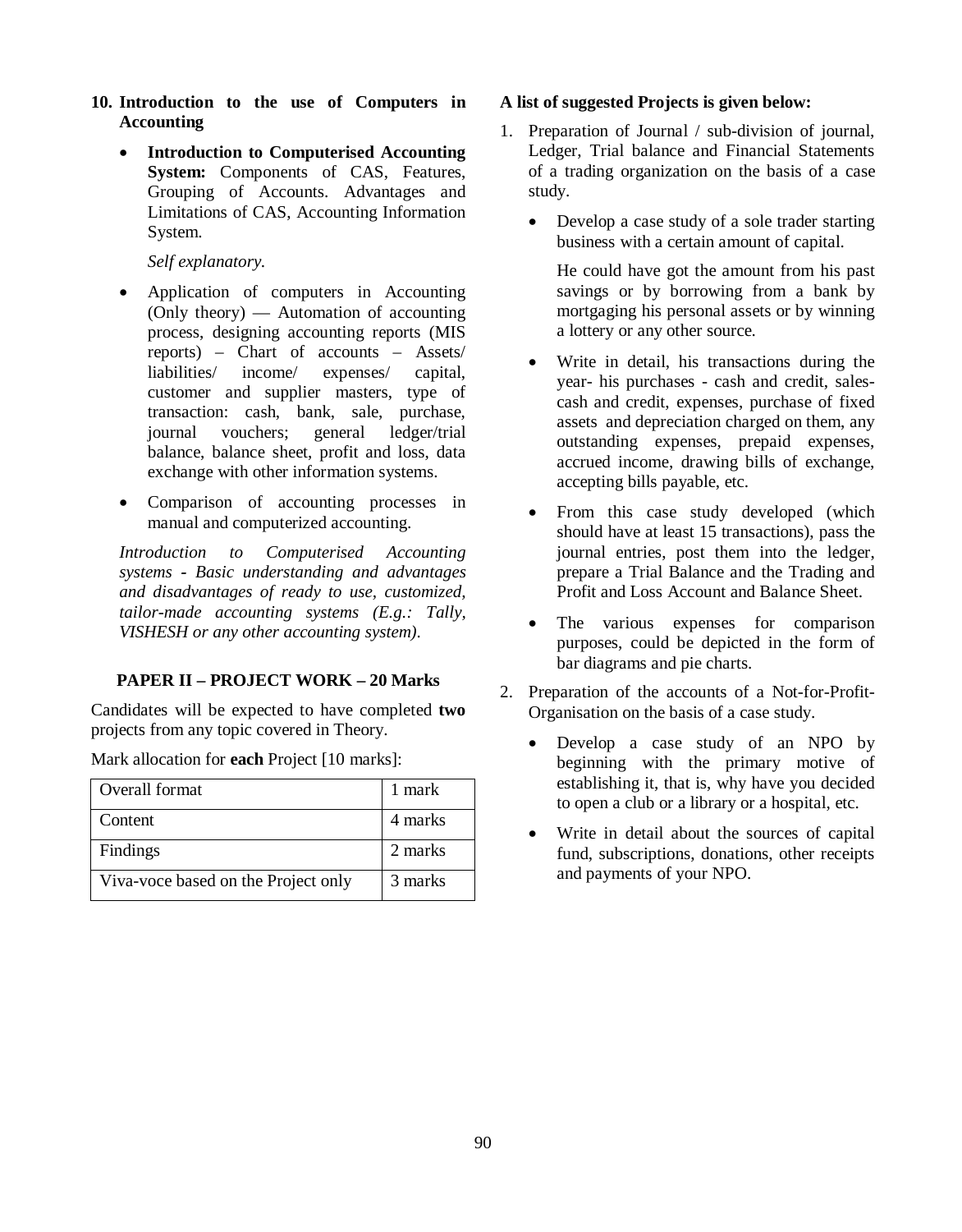**10. Introduction to the use of Computers in Accounting**

- **Introduction to Computerised Accounting System:** Components of CAS, Features, Grouping of Accounts. Advantages and Limitations of CAS, Accounting Information System.

  *Self explanatory.*

- Application of computers in Accounting (Only theory) — Automation of accounting process, designing accounting reports (MIS reports) – Chart of accounts – Assets/ liabilities/ income/ expenses/ capital, customer and supplier masters, type of transaction: cash, bank, sale, purchase, journal vouchers; general ledger/trial balance, balance sheet, profit and loss, data exchange with other information systems.

- Comparison of accounting processes in manual and computerized accounting.

*Introduction to Computerised Accounting systems - Basic understanding and advantages and disadvantages of ready to use, customized, tailor-made accounting systems (E.g.: Tally, VISHESH or any other accounting system).*

## PAPER II – PROJECT WORK – 20 Marks

Candidates will be expected to have completed **two** projects from any topic covered in Theory.

Mark allocation for **each** Project [10 marks]:

| Overall format | 1 mark |
|---|---|
| Content | 4 marks |
| Findings | 2 marks |
| Viva-voce based on the Project only | 3 marks |

**A list of suggested Projects is given below:**

1. Preparation of Journal / sub-division of journal, Ledger, Trial balance and Financial Statements of a trading organization on the basis of a case study.

   - Develop a case study of a sole trader starting business with a certain amount of capital.

     He could have got the amount from his past savings or by borrowing from a bank by mortgaging his personal assets or by winning a lottery or any other source.

   - Write in detail, his transactions during the year- his purchases - cash and credit, sales- cash and credit, expenses, purchase of fixed assets and depreciation charged on them, any outstanding expenses, prepaid expenses, accrued income, drawing bills of exchange, accepting bills payable, etc.

   - From this case study developed (which should have at least 15 transactions), pass the journal entries, post them into the ledger, prepare a Trial Balance and the Trading and Profit and Loss Account and Balance Sheet.

   - The various expenses for comparison purposes, could be depicted in the form of bar diagrams and pie charts.

2. Preparation of the accounts of a Not-for-Profit-Organisation on the basis of a case study.

   - Develop a case study of an NPO by beginning with the primary motive of establishing it, that is, why have you decided to open a club or a library or a hospital, etc.

   - Write in detail about the sources of capital fund, subscriptions, donations, other receipts and payments of your NPO.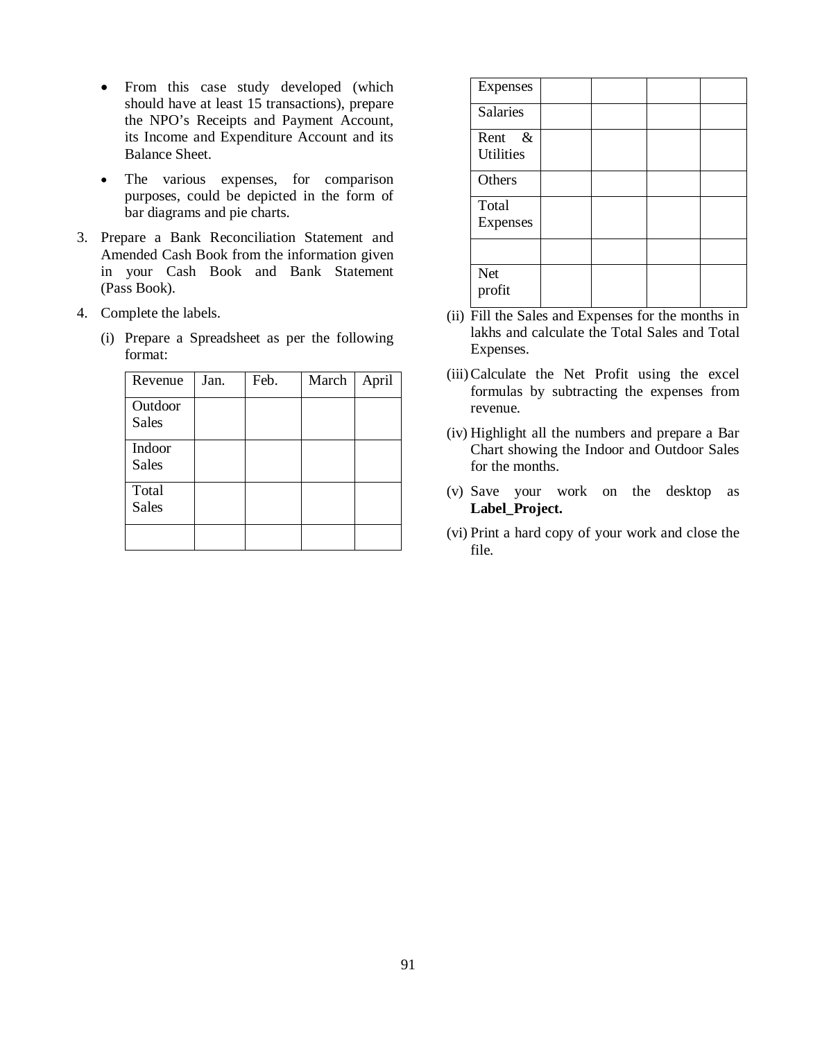- From this case study developed (which should have at least 15 transactions), prepare the NPO's Receipts and Payment Account, its Income and Expenditure Account and its Balance Sheet.
- The various expenses, for comparison purposes, could be depicted in the form of bar diagrams and pie charts.

3. Prepare a Bank Reconciliation Statement and Amended Cash Book from the information given in your Cash Book and Bank Statement (Pass Book).

4. Complete the labels.

   (i) Prepare a Spreadsheet as per the following format:

| Revenue | Jan. | Feb. | March | April |
|---|---|---|---|---|
| Outdoor Sales | | | | |
| Indoor Sales | | | | |
| Total Sales | | | | |
| | | | | |
| Expenses | | | | |
| Salaries | | | | |
| Rent & Utilities | | | | |
| Others | | | | |
| Total Expenses | | | | |
| | | | | |
| Net profit | | | | |

   (ii) Fill the Sales and Expenses for the months in lakhs and calculate the Total Sales and Total Expenses.

   (iii) Calculate the Net Profit using the excel formulas by subtracting the expenses from revenue.

   (iv) Highlight all the numbers and prepare a Bar Chart showing the Indoor and Outdoor Sales for the months.

   (v) Save your work on the desktop as **Label_Project.**

   (vi) Print a hard copy of your work and close the file.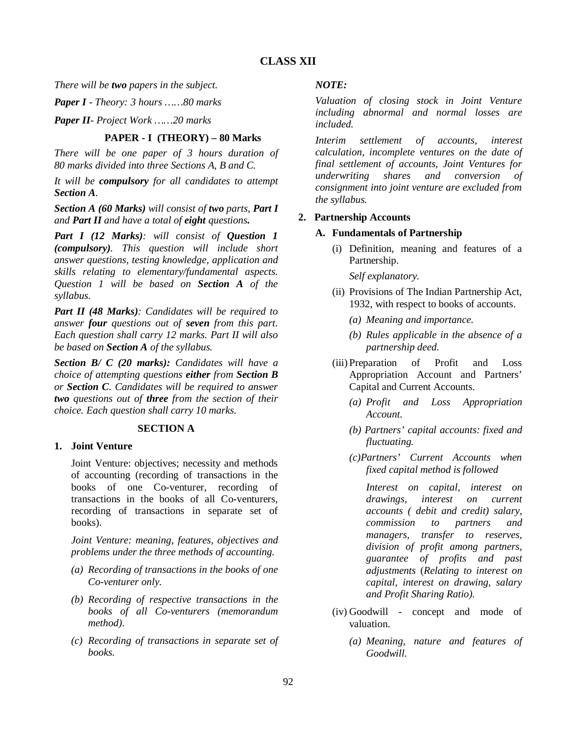# CLASS XII

*There will be **two** papers in the subject.*

***Paper I** - Theory: 3 hours ……80 marks*

***Paper II**- Project Work ……20 marks*

## PAPER - I (THEORY) – 80 Marks

*There will be one paper of 3 hours duration of 80 marks divided into three Sections A, B and C.*

*It will be **compulsory** for all candidates to attempt **Section A**.*

***Section A (60 Marks)** will consist of **two** parts, **Part I** and **Part II** and have a total of **eight** questions.*

***Part I (12 Marks)**: will consist of **Question 1 (compulsory)**. This question will include short answer questions, testing knowledge, application and skills relating to elementary/fundamental aspects. Question 1 will be based on **Section A** of the syllabus.*

***Part II (48 Marks)**: Candidates will be required to answer **four** questions out of **seven** from this part. Each question shall carry 12 marks. Part II will also be based on **Section A** of the syllabus.*

***Section B/ C (20 marks):** Candidates will have a choice of attempting questions **either** from **Section B** or **Section C**. Candidates will be required to answer **two** questions out of **three** from the section of their choice. Each question shall carry 10 marks.*

### SECTION A

**1. Joint Venture**

Joint Venture: objectives; necessity and methods of accounting (recording of transactions in the books of one Co-venturer, recording of transactions in the books of all Co-venturers, recording of transactions in separate set of books).

*Joint Venture: meaning, features, objectives and problems under the three methods of accounting.*

*(a) Recording of transactions in the books of one Co-venturer only.*

*(b) Recording of respective transactions in the books of all Co-venturers (memorandum method).*

*(c) Recording of transactions in separate set of books.*

*NOTE:*

*Valuation of closing stock in Joint Venture including abnormal and normal losses are included.*

*Interim settlement of accounts, interest calculation, incomplete ventures on the date of final settlement of accounts, Joint Ventures for underwriting shares and conversion of consignment into joint venture are excluded from the syllabus.*

**2. Partnership Accounts**

**A. Fundamentals of Partnership**

(i) Definition, meaning and features of a Partnership.

*Self explanatory.*

(ii) Provisions of The Indian Partnership Act, 1932, with respect to books of accounts.

*(a) Meaning and importance.*

*(b) Rules applicable in the absence of a partnership deed.*

(iii) Preparation of Profit and Loss Appropriation Account and Partners' Capital and Current Accounts.

*(a) Profit and Loss Appropriation Account.*

*(b) Partners' capital accounts: fixed and fluctuating.*

*(c) Partners' Current Accounts when fixed capital method is followed*

*Interest on capital, interest on drawings, interest on current accounts ( debit and credit) salary, commission to partners and managers, transfer to reserves, division of profit among partners, guarantee of profits and past adjustments (Relating to interest on capital, interest on drawing, salary and Profit Sharing Ratio).*

(iv) Goodwill - concept and mode of valuation.

*(a) Meaning, nature and features of Goodwill.*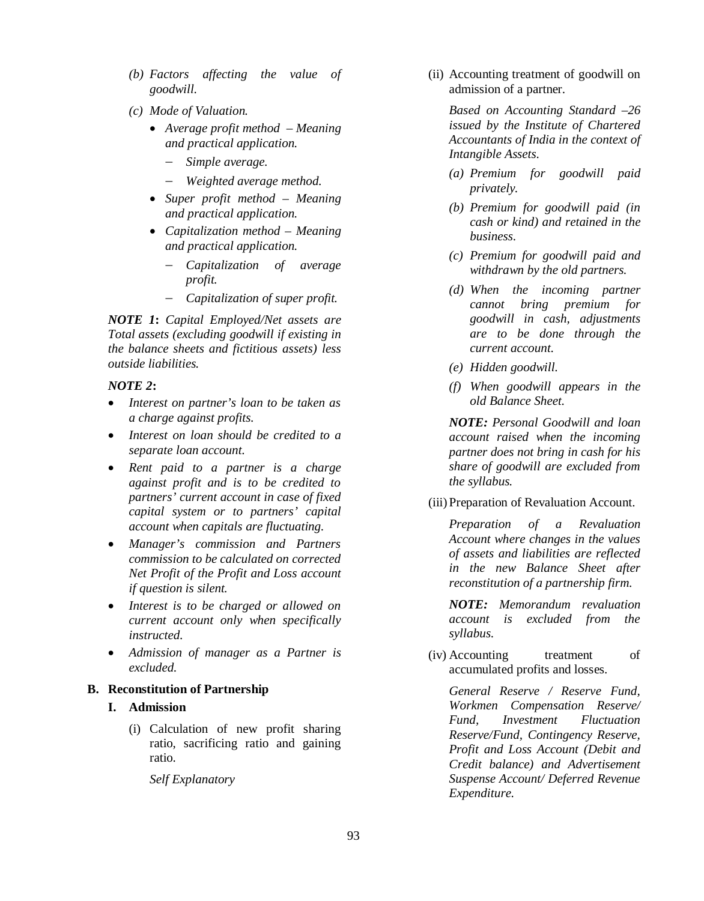*(b) Factors affecting the value of goodwill.*

*(c) Mode of Valuation.*

- *Average profit method – Meaning and practical application.*
  - *Simple average.*
  - *Weighted average method.*
- *Super profit method – Meaning and practical application.*
- *Capitalization method – Meaning and practical application.*
  - *Capitalization of average profit.*
  - *Capitalization of super profit.*

***NOTE 1*****:** *Capital Employed/Net assets are Total assets (excluding goodwill if existing in the balance sheets and fictitious assets) less outside liabilities.*

***NOTE 2*****:**

- *Interest on partner's loan to be taken as a charge against profits.*
- *Interest on loan should be credited to a separate loan account.*
- *Rent paid to a partner is a charge against profit and is to be credited to partners' current account in case of fixed capital system or to partners' capital account when capitals are fluctuating.*
- *Manager's commission and Partners commission to be calculated on corrected Net Profit of the Profit and Loss account if question is silent.*
- *Interest is to be charged or allowed on current account only when specifically instructed.*
- *Admission of manager as a Partner is excluded.*

## B. Reconstitution of Partnership

### I. Admission

(i) Calculation of new profit sharing ratio, sacrificing ratio and gaining ratio.

*Self Explanatory*

(ii) Accounting treatment of goodwill on admission of a partner.

*Based on Accounting Standard –26 issued by the Institute of Chartered Accountants of India in the context of Intangible Assets.*

*(a) Premium for goodwill paid privately.*

*(b) Premium for goodwill paid (in cash or kind) and retained in the business.*

*(c) Premium for goodwill paid and withdrawn by the old partners.*

*(d) When the incoming partner cannot bring premium for goodwill in cash, adjustments are to be done through the current account.*

*(e) Hidden goodwill.*

*(f) When goodwill appears in the old Balance Sheet.*

***NOTE:*** *Personal Goodwill and loan account raised when the incoming partner does not bring in cash for his share of goodwill are excluded from the syllabus.*

(iii) Preparation of Revaluation Account.

*Preparation of a Revaluation Account where changes in the values of assets and liabilities are reflected in the new Balance Sheet after reconstitution of a partnership firm.*

***NOTE:*** *Memorandum revaluation account is excluded from the syllabus.*

(iv) Accounting treatment of accumulated profits and losses.

*General Reserve / Reserve Fund, Workmen Compensation Reserve/ Fund, Investment Fluctuation Reserve/Fund, Contingency Reserve, Profit and Loss Account (Debit and Credit balance) and Advertisement Suspense Account/ Deferred Revenue Expenditure.*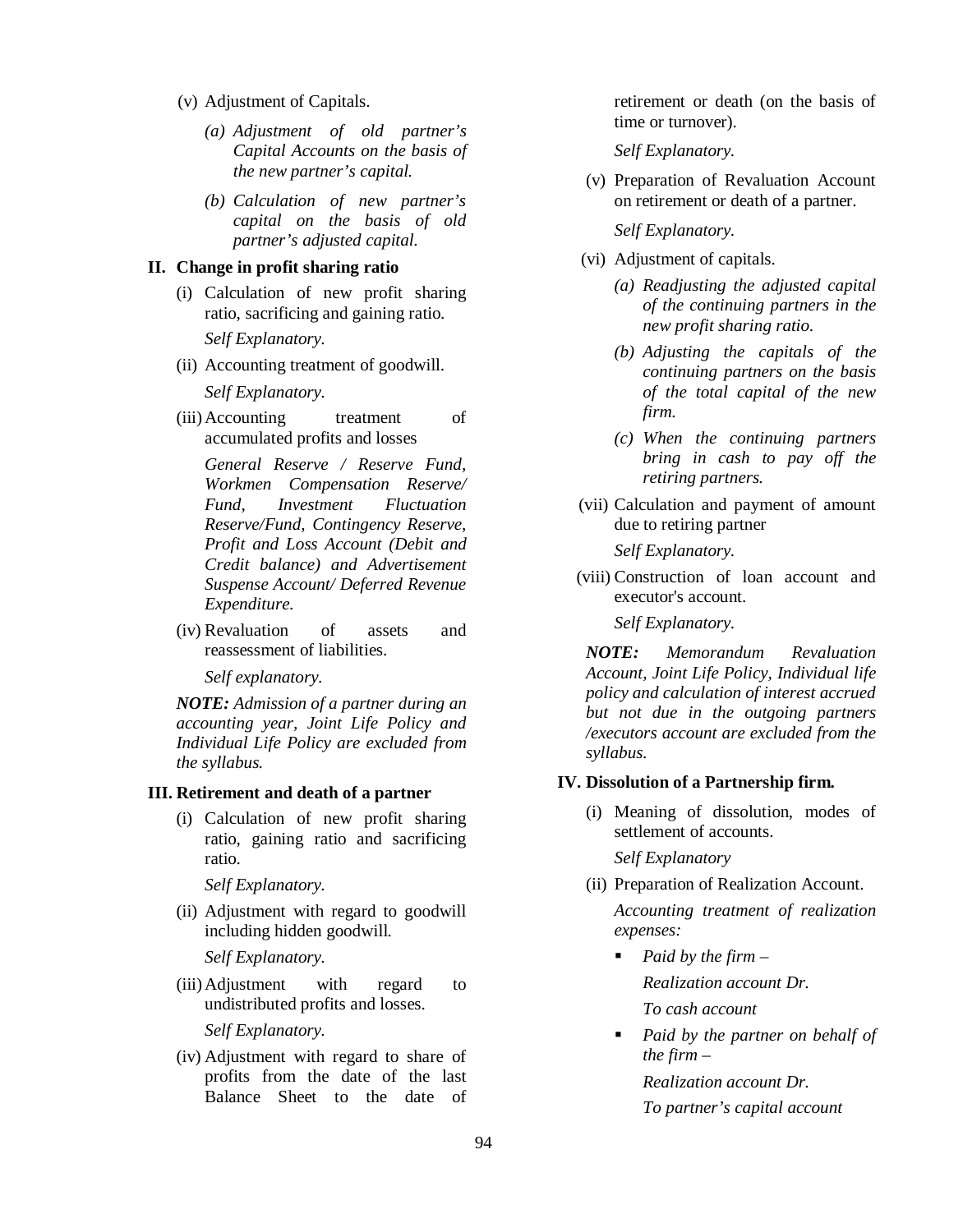(v) Adjustment of Capitals.

*(a) Adjustment of old partner's Capital Accounts on the basis of the new partner's capital.*

*(b) Calculation of new partner's capital on the basis of old partner's adjusted capital.*

**II. Change in profit sharing ratio**

(i) Calculation of new profit sharing ratio, sacrificing and gaining ratio.

*Self Explanatory.*

(ii) Accounting treatment of goodwill.

*Self Explanatory.*

(iii) Accounting treatment of accumulated profits and losses

*General Reserve / Reserve Fund, Workmen Compensation Reserve/ Fund, Investment Fluctuation Reserve/Fund, Contingency Reserve, Profit and Loss Account (Debit and Credit balance) and Advertisement Suspense Account/ Deferred Revenue Expenditure.*

(iv) Revaluation of assets and reassessment of liabilities.

*Self explanatory.*

***NOTE:** Admission of a partner during an accounting year, Joint Life Policy and Individual Life Policy are excluded from the syllabus.*

**III. Retirement and death of a partner**

(i) Calculation of new profit sharing ratio, gaining ratio and sacrificing ratio.

*Self Explanatory.*

(ii) Adjustment with regard to goodwill including hidden goodwill.

*Self Explanatory.*

(iii) Adjustment with regard to undistributed profits and losses.

*Self Explanatory.*

(iv) Adjustment with regard to share of profits from the date of the last Balance Sheet to the date of retirement or death (on the basis of time or turnover).

*Self Explanatory.*

(v) Preparation of Revaluation Account on retirement or death of a partner.

*Self Explanatory.*

(vi) Adjustment of capitals.

*(a) Readjusting the adjusted capital of the continuing partners in the new profit sharing ratio.*

*(b) Adjusting the capitals of the continuing partners on the basis of the total capital of the new firm.*

*(c) When the continuing partners bring in cash to pay off the retiring partners.*

(vii) Calculation and payment of amount due to retiring partner

*Self Explanatory.*

(viii) Construction of loan account and executor's account.

*Self Explanatory.*

***NOTE:** Memorandum Revaluation Account, Joint Life Policy, Individual life policy and calculation of interest accrued but not due in the outgoing partners /executors account are excluded from the syllabus.*

**IV. Dissolution of a Partnership firm.**

(i) Meaning of dissolution, modes of settlement of accounts.

*Self Explanatory*

(ii) Preparation of Realization Account.

*Accounting treatment of realization expenses:*

- *Paid by the firm –*

  *Realization account Dr.*

  *To cash account*

- *Paid by the partner on behalf of the firm –*

  *Realization account Dr.*

  *To partner's capital account*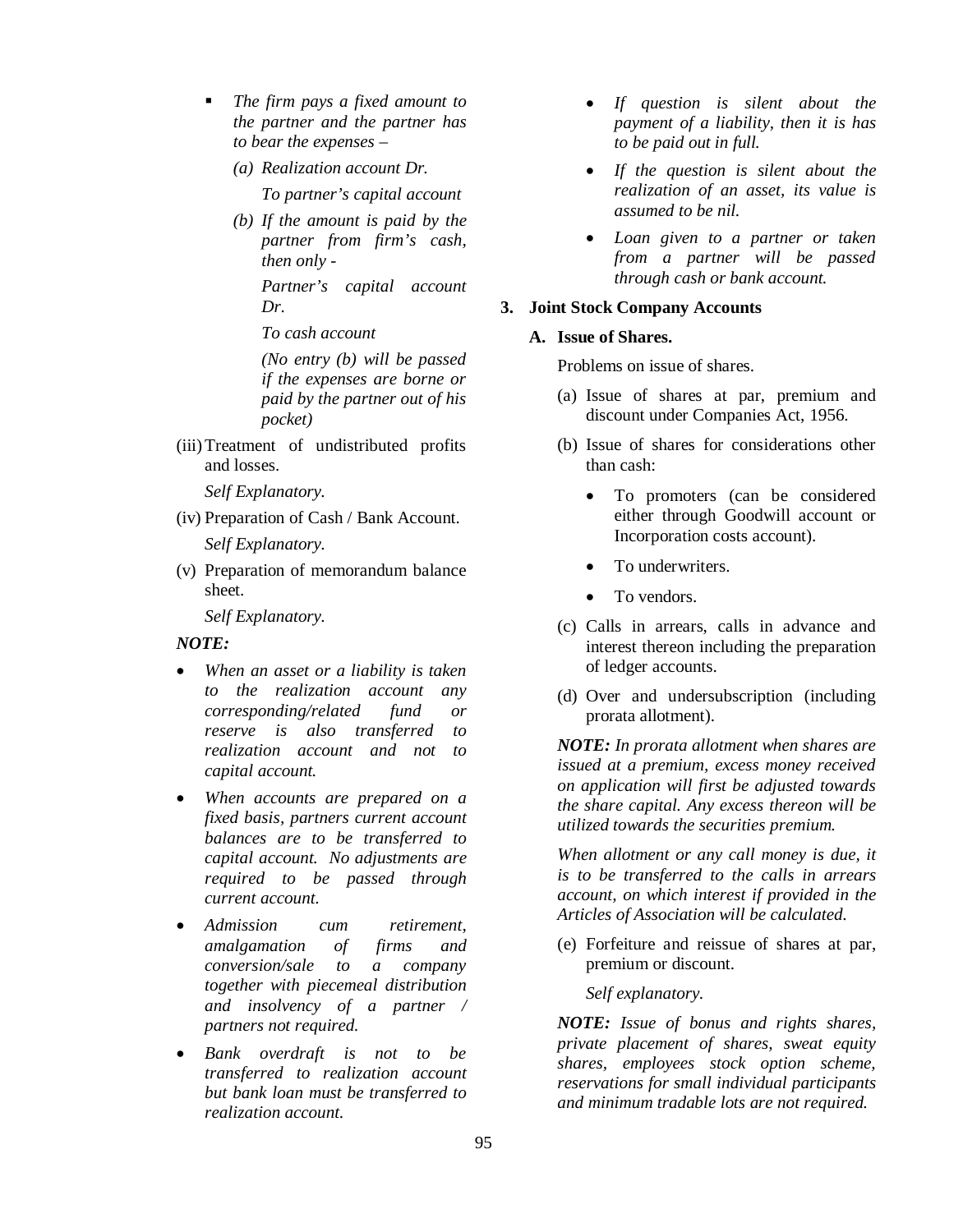- *The firm pays a fixed amount to the partner and the partner has to bear the expenses –*

  *(a) Realization account Dr.*

  *To partner's capital account*

  *(b) If the amount is paid by the partner from firm's cash, then only -*

  *Partner's capital account Dr.*

  *To cash account*

  *(No entry (b) will be passed if the expenses are borne or paid by the partner out of his pocket)*

(iii) Treatment of undistributed profits and losses.

*Self Explanatory.*

(iv) Preparation of Cash / Bank Account.

*Self Explanatory.*

(v) Preparation of memorandum balance sheet.

*Self Explanatory.*

***NOTE:***

- *When an asset or a liability is taken to the realization account any corresponding/related fund or reserve is also transferred to realization account and not to capital account.*
- *When accounts are prepared on a fixed basis, partners current account balances are to be transferred to capital account. No adjustments are required to be passed through current account.*
- *Admission cum retirement, amalgamation of firms and conversion/sale to a company together with piecemeal distribution and insolvency of a partner / partners not required.*
- *Bank overdraft is not to be transferred to realization account but bank loan must be transferred to realization account.*
- *If question is silent about the payment of a liability, then it is has to be paid out in full.*
- *If the question is silent about the realization of an asset, its value is assumed to be nil.*
- *Loan given to a partner or taken from a partner will be passed through cash or bank account.*

**3. Joint Stock Company Accounts**

**A. Issue of Shares.**

Problems on issue of shares.

(a) Issue of shares at par, premium and discount under Companies Act, 1956.

(b) Issue of shares for considerations other than cash:

- To promoters (can be considered either through Goodwill account or Incorporation costs account).
- To underwriters.
- To vendors.

(c) Calls in arrears, calls in advance and interest thereon including the preparation of ledger accounts.

(d) Over and undersubscription (including prorata allotment).

***NOTE:*** *In prorata allotment when shares are issued at a premium, excess money received on application will first be adjusted towards the share capital. Any excess thereon will be utilized towards the securities premium.*

*When allotment or any call money is due, it is to be transferred to the calls in arrears account, on which interest if provided in the Articles of Association will be calculated.*

(e) Forfeiture and reissue of shares at par, premium or discount.

*Self explanatory.*

***NOTE:*** *Issue of bonus and rights shares, private placement of shares, sweat equity shares, employees stock option scheme, reservations for small individual participants and minimum tradable lots are not required.*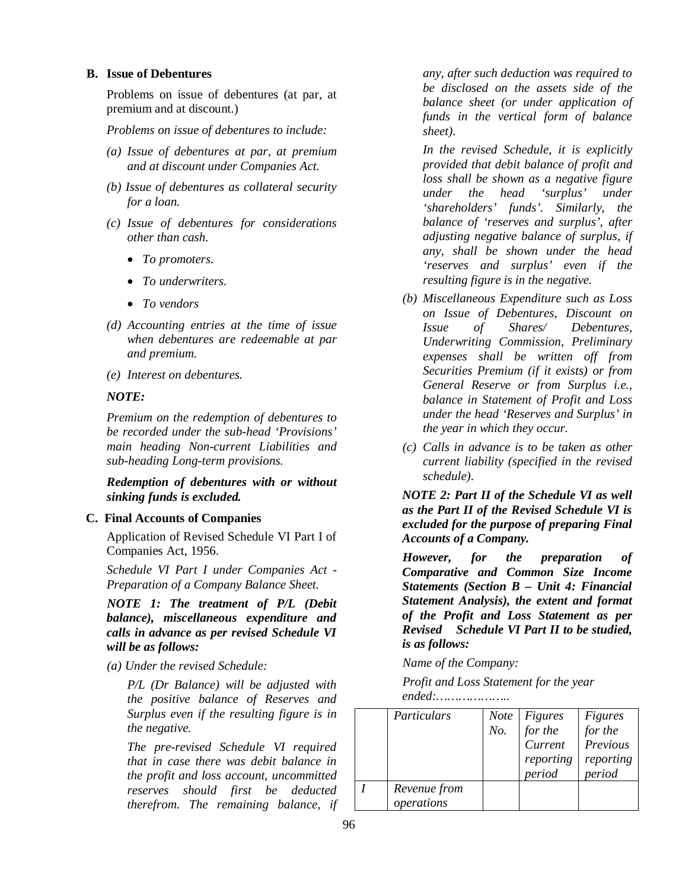**B. Issue of Debentures**

Problems on issue of debentures (at par, at premium and at discount.)

*Problems on issue of debentures to include:*

*(a) Issue of debentures at par, at premium and at discount under Companies Act.*

*(b) Issue of debentures as collateral security for a loan.*

*(c) Issue of debentures for considerations other than cash.*

- *To promoters.*
- *To underwriters.*
- *To vendors*

*(d) Accounting entries at the time of issue when debentures are redeemable at par and premium.*

*(e) Interest on debentures.*

***NOTE:***

*Premium on the redemption of debentures to be recorded under the sub-head 'Provisions' main heading Non-current Liabilities and sub-heading Long-term provisions.*

***Redemption of debentures with or without sinking funds is excluded.***

**C. Final Accounts of Companies**

Application of Revised Schedule VI Part I of Companies Act, 1956.

*Schedule VI Part I under Companies Act - Preparation of a Company Balance Sheet.*

***NOTE 1: The treatment of P/L (Debit balance), miscellaneous expenditure and calls in advance as per revised Schedule VI will be as follows:***

*(a) Under the revised Schedule:*

*P/L (Dr Balance) will be adjusted with the positive balance of Reserves and Surplus even if the resulting figure is in the negative.*

*The pre-revised Schedule VI required that in case there was debit balance in the profit and loss account, uncommitted reserves should first be deducted therefrom. The remaining balance, if any, after such deduction was required to be disclosed on the assets side of the balance sheet (or under application of funds in the vertical form of balance sheet).*

*In the revised Schedule, it is explicitly provided that debit balance of profit and loss shall be shown as a negative figure under the head 'surplus' under 'shareholders' funds'. Similarly, the balance of 'reserves and surplus', after adjusting negative balance of surplus, if any, shall be shown under the head 'reserves and surplus' even if the resulting figure is in the negative.*

*(b) Miscellaneous Expenditure such as Loss on Issue of Debentures, Discount on Issue of Shares/ Debentures, Underwriting Commission, Preliminary expenses shall be written off from Securities Premium (if it exists) or from General Reserve or from Surplus i.e., balance in Statement of Profit and Loss under the head 'Reserves and Surplus' in the year in which they occur.*

*(c) Calls in advance is to be taken as other current liability (specified in the revised schedule).*

***NOTE 2: Part II of the Schedule VI as well as the Part II of the Revised Schedule VI is excluded for the purpose of preparing Final Accounts of a Company.***

***However, for the preparation of Comparative and Common Size Income Statements (Section B – Unit 4: Financial Statement Analysis), the extent and format of the Profit and Loss Statement as per Revised Schedule VI Part II to be studied, is as follows:***

*Name of the Company:*

*Profit and Loss Statement for the year ended:………………..*

| | *Particulars* | *Note No.* | *Figures for the Current reporting period* | *Figures for the Previous reporting period* |
|---|---|---|---|---|
| *I* | *Revenue from operations* | | | |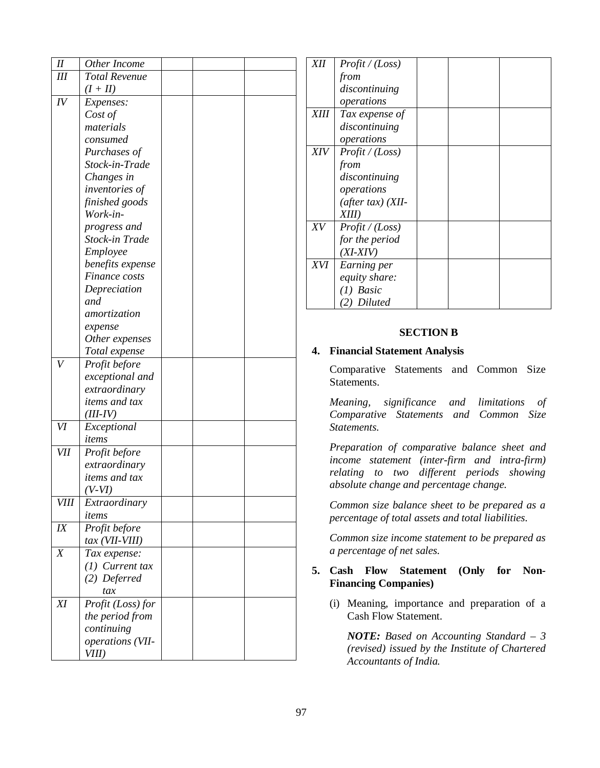| | | | | |
|---|---|---|---|---|
| *II* | *Other Income* | | | |
| *III* | *Total Revenue (I + II)* | | | |
| *IV* | *Expenses:* *Cost of materials consumed* *Purchases of Stock-in-Trade* *Changes in inventories of finished goods Work-in-progress and Stock-in Trade* *Employee benefits expense* *Finance costs* *Depreciation and amortization expense* *Other expenses* *Total expense* | | | |
| *V* | *Profit before exceptional and extraordinary items and tax (III-IV)* | | | |
| *VI* | *Exceptional items* | | | |
| *VII* | *Profit before extraordinary items and tax (V-VI)* | | | |
| *VIII* | *Extraordinary items* | | | |
| *IX* | *Profit before tax (VII-VIII)* | | | |
| *X* | *Tax expense:* *(1) Current tax* *(2) Deferred tax* | | | |
| *XI* | *Profit (Loss) for the period from continuing operations (VII-VIII)* | | | |
| *XII* | *Profit / (Loss) from discontinuing operations* | | | |
| *XIII* | *Tax expense of discontinuing operations* | | | |
| *XIV* | *Profit / (Loss) from discontinuing operations (after tax) (XII-XIII)* | | | |
| *XV* | *Profit / (Loss) for the period (XI-XIV)* | | | |
| *XVI* | *Earning per equity share:* *(1) Basic* *(2) Diluted* | | | |

## SECTION B

**4. Financial Statement Analysis**

Comparative Statements and Common Size Statements.

*Meaning, significance and limitations of Comparative Statements and Common Size Statements.*

*Preparation of comparative balance sheet and income statement (inter-firm and intra-firm) relating to two different periods showing absolute change and percentage change.*

*Common size balance sheet to be prepared as a percentage of total assets and total liabilities.*

*Common size income statement to be prepared as a percentage of net sales.*

**5. Cash Flow Statement (Only for Non-Financing Companies)**

(i) Meaning, importance and preparation of a Cash Flow Statement.

***NOTE:*** *Based on Accounting Standard – 3 (revised) issued by the Institute of Chartered Accountants of India.*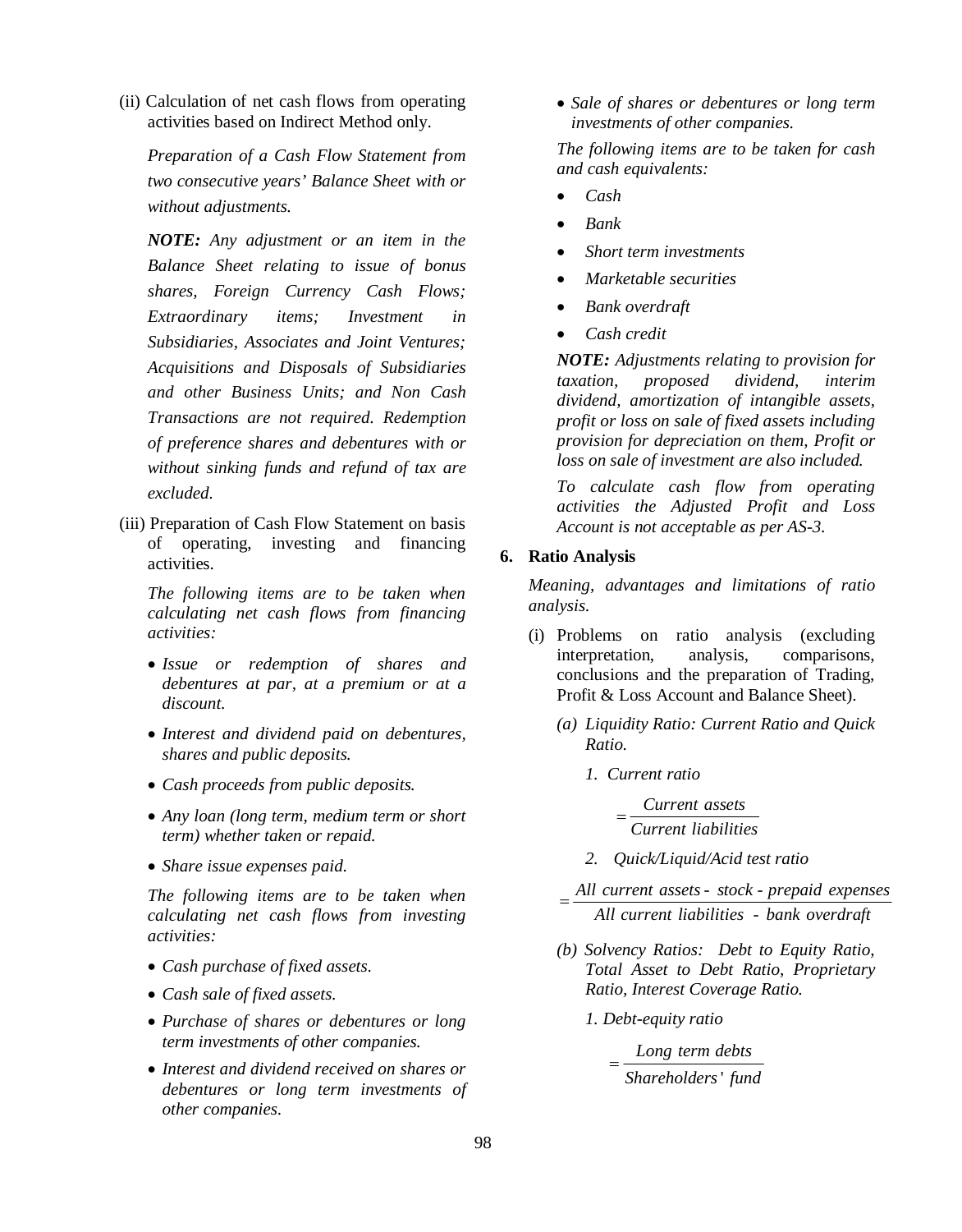(ii) Calculation of net cash flows from operating activities based on Indirect Method only.

*Preparation of a Cash Flow Statement from two consecutive years' Balance Sheet with or without adjustments.*

***NOTE:*** *Any adjustment or an item in the Balance Sheet relating to issue of bonus shares, Foreign Currency Cash Flows; Extraordinary items; Investment in Subsidiaries, Associates and Joint Ventures; Acquisitions and Disposals of Subsidiaries and other Business Units; and Non Cash Transactions are not required. Redemption of preference shares and debentures with or without sinking funds and refund of tax are excluded.*

(iii) Preparation of Cash Flow Statement on basis of operating, investing and financing activities.

*The following items are to be taken when calculating net cash flows from financing activities:*

- *Issue or redemption of shares and debentures at par, at a premium or at a discount.*
- *Interest and dividend paid on debentures, shares and public deposits.*
- *Cash proceeds from public deposits.*
- *Any loan (long term, medium term or short term) whether taken or repaid.*
- *Share issue expenses paid.*

*The following items are to be taken when calculating net cash flows from investing activities:*

- *Cash purchase of fixed assets.*
- *Cash sale of fixed assets.*
- *Purchase of shares or debentures or long term investments of other companies.*
- *Interest and dividend received on shares or debentures or long term investments of other companies.*
- *Sale of shares or debentures or long term investments of other companies.*

*The following items are to be taken for cash and cash equivalents:*

- *Cash*
- *Bank*
- *Short term investments*
- *Marketable securities*
- *Bank overdraft*
- *Cash credit*

***NOTE:*** *Adjustments relating to provision for taxation, proposed dividend, interim dividend, amortization of intangible assets, profit or loss on sale of fixed assets including provision for depreciation on them, Profit or loss on sale of investment are also included.*

*To calculate cash flow from operating activities the Adjusted Profit and Loss Account is not acceptable as per AS-3.*

**6. Ratio Analysis**

*Meaning, advantages and limitations of ratio analysis.*

(i) Problems on ratio analysis (excluding interpretation, analysis, comparisons, conclusions and the preparation of Trading, Profit & Loss Account and Balance Sheet).

*(a) Liquidity Ratio: Current Ratio and Quick Ratio.*

*1. Current ratio*

$$= \frac{Current\ assets}{Current\ liabilities}$$

*2. Quick/Liquid/Acid test ratio*

$$= \frac{All\ current\ assets - stock - prepaid\ expenses}{All\ current\ liabilities\ - bank\ overdraft}$$

*(b) Solvency Ratios: Debt to Equity Ratio, Total Asset to Debt Ratio, Proprietary Ratio, Interest Coverage Ratio.*

*1. Debt-equity ratio*

$$= \frac{Long\ term\ debts}{Shareholders'\ fund}$$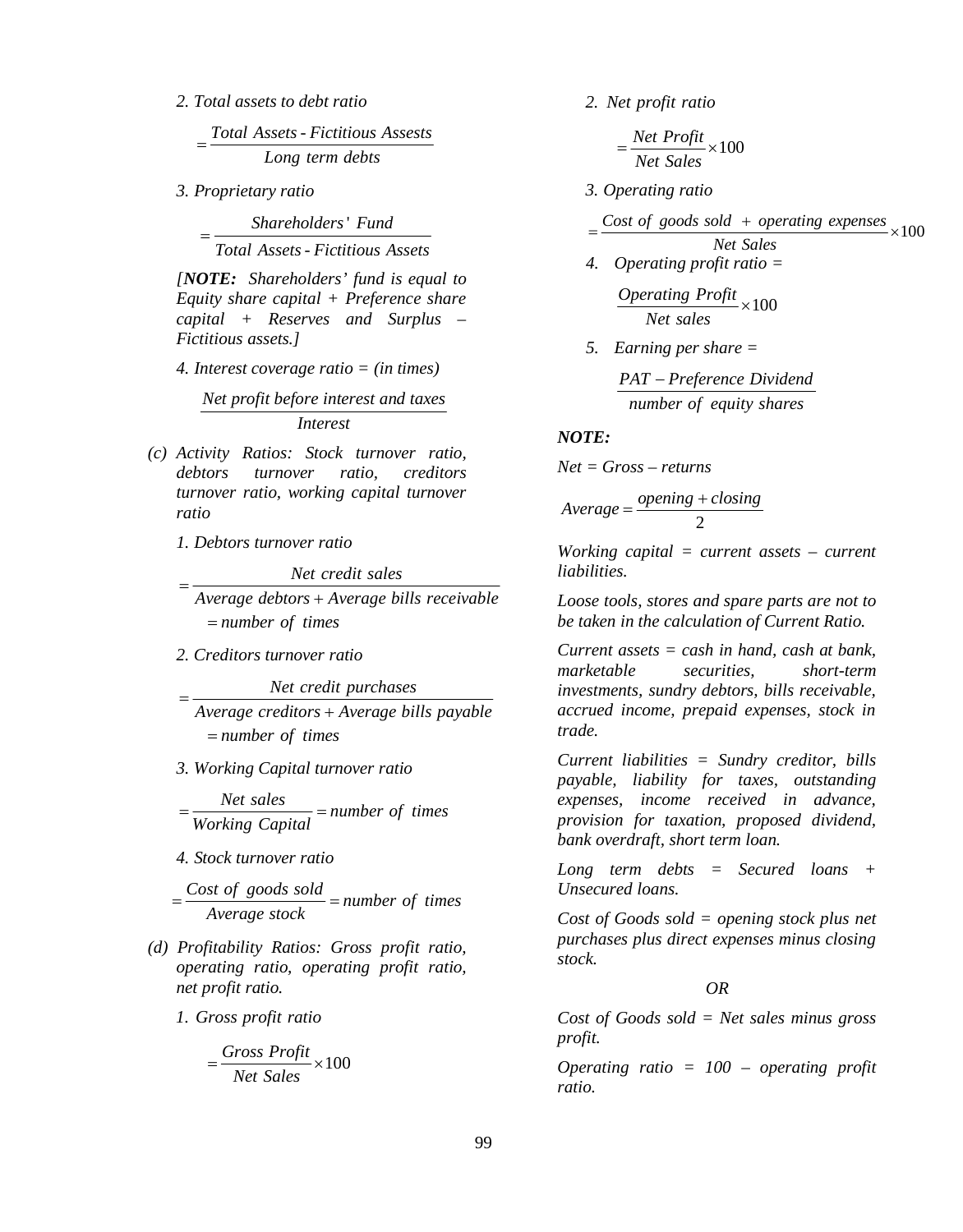*2. Total assets to debt ratio*

$$= \frac{Total\ Assets - Fictitious\ Assests}{Long\ term\ debts}$$

*3. Proprietary ratio*

$$= \frac{Shareholders'\ Fund}{Total\ Assets - Fictitious\ Assets}$$

*[**NOTE:** Shareholders' fund is equal to Equity share capital + Preference share capital + Reserves and Surplus – Fictitious assets.]*

*4. Interest coverage ratio = (in times)*

$$\frac{Net\ profit\ before\ interest\ and\ taxes}{Interest}$$

*(c) Activity Ratios: Stock turnover ratio, debtors turnover ratio, creditors turnover ratio, working capital turnover ratio*

*1. Debtors turnover ratio*

$$= \frac{Net\ credit\ sales}{Average\ debtors + Average\ bills\ receivable}$$
$$= number\ of\ times$$

*2. Creditors turnover ratio*

$$= \frac{Net\ credit\ purchases}{Average\ creditors + Average\ bills\ payable}$$
$$= number\ of\ times$$

*3. Working Capital turnover ratio*

$$= \frac{Net\ sales}{Working\ Capital} = number\ of\ times$$

*4. Stock turnover ratio*

$$= \frac{Cost\ of\ goods\ sold}{Average\ stock} = number\ of\ times$$

*(d) Profitability Ratios: Gross profit ratio, operating ratio, operating profit ratio, net profit ratio.*

*1. Gross profit ratio*

$$= \frac{Gross\ Profit}{Net\ Sales} \times 100$$

*2. Net profit ratio*

$$= \frac{Net\ Profit}{Net\ Sales} \times 100$$

*3. Operating ratio*

$$= \frac{Cost\ of\ goods\ sold\ +\ operating\ expenses}{Net\ Sales} \times 100$$

*4. Operating profit ratio =*

$$\frac{Operating\ Profit}{Net\ sales} \times 100$$

*5. Earning per share =*

$$\frac{PAT - Preference\ Dividend}{number\ of\ equity\ shares}$$

***NOTE:***

*Net = Gross – returns*

$$Average = \frac{opening + closing}{2}$$

*Working capital = current assets – current liabilities.*

*Loose tools, stores and spare parts are not to be taken in the calculation of Current Ratio.*

*Current assets = cash in hand, cash at bank, marketable securities, short-term investments, sundry debtors, bills receivable, accrued income, prepaid expenses, stock in trade.*

*Current liabilities = Sundry creditor, bills payable, liability for taxes, outstanding expenses, income received in advance, provision for taxation, proposed dividend, bank overdraft, short term loan.*

*Long term debts = Secured loans + Unsecured loans.*

*Cost of Goods sold = opening stock plus net purchases plus direct expenses minus closing stock.*

*OR*

*Cost of Goods sold = Net sales minus gross profit.*

*Operating ratio = 100 – operating profit ratio.*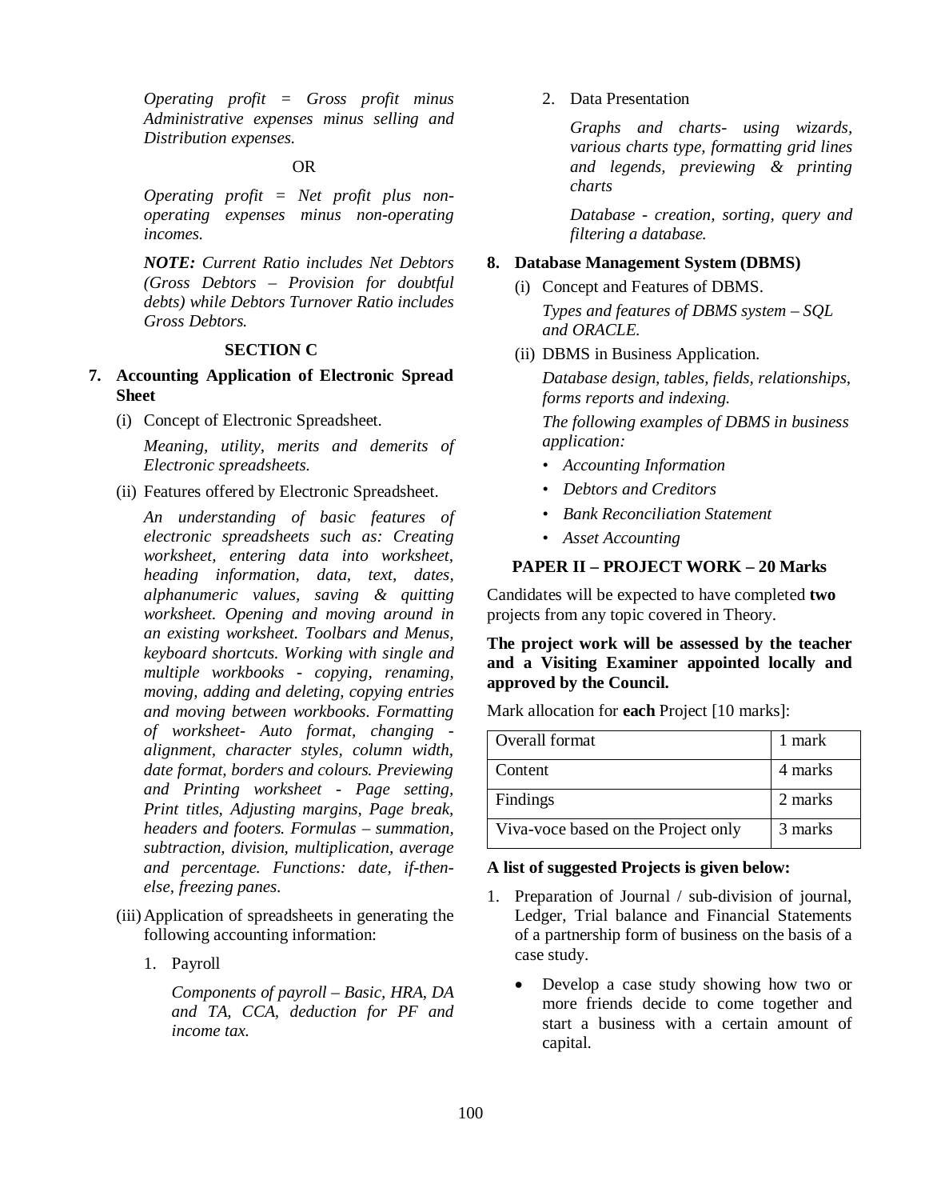*Operating profit = Gross profit minus Administrative expenses minus selling and Distribution expenses.*

OR

*Operating profit = Net profit plus non-operating expenses minus non-operating incomes.*

***NOTE:*** *Current Ratio includes Net Debtors (Gross Debtors – Provision for doubtful debts) while Debtors Turnover Ratio includes Gross Debtors.*

### SECTION C

**7. Accounting Application of Electronic Spread Sheet**

(i) Concept of Electronic Spreadsheet.

*Meaning, utility, merits and demerits of Electronic spreadsheets.*

(ii) Features offered by Electronic Spreadsheet.

*An understanding of basic features of electronic spreadsheets such as: Creating worksheet, entering data into worksheet, heading information, data, text, dates, alphanumeric values, saving & quitting worksheet. Opening and moving around in an existing worksheet. Toolbars and Menus, keyboard shortcuts. Working with single and multiple workbooks - copying, renaming, moving, adding and deleting, copying entries and moving between workbooks. Formatting of worksheet- Auto format, changing - alignment, character styles, column width, date format, borders and colours. Previewing and Printing worksheet - Page setting, Print titles, Adjusting margins, Page break, headers and footers. Formulas – summation, subtraction, division, multiplication, average and percentage. Functions: date, if-then-else, freezing panes.*

(iii) Application of spreadsheets in generating the following accounting information:

1. Payroll

   *Components of payroll – Basic, HRA, DA and TA, CCA, deduction for PF and income tax.*

2. Data Presentation

   *Graphs and charts- using wizards, various charts type, formatting grid lines and legends, previewing & printing charts*

   *Database - creation, sorting, query and filtering a database.*

**8. Database Management System (DBMS)**

(i) Concept and Features of DBMS.

*Types and features of DBMS system – SQL and ORACLE.*

(ii) DBMS in Business Application.

*Database design, tables, fields, relationships, forms reports and indexing.*

*The following examples of DBMS in business application:*

- *Accounting Information*
- *Debtors and Creditors*
- *Bank Reconciliation Statement*
- *Asset Accounting*

### PAPER II – PROJECT WORK – 20 Marks

Candidates will be expected to have completed **two** projects from any topic covered in Theory.

**The project work will be assessed by the teacher and a Visiting Examiner appointed locally and approved by the Council.**

Mark allocation for **each** Project [10 marks]:

| | |
|---|---|
| Overall format | 1 mark |
| Content | 4 marks |
| Findings | 2 marks |
| Viva-voce based on the Project only | 3 marks |

**A list of suggested Projects is given below:**

1. Preparation of Journal / sub-division of journal, Ledger, Trial balance and Financial Statements of a partnership form of business on the basis of a case study.
   - Develop a case study showing how two or more friends decide to come together and start a business with a certain amount of capital.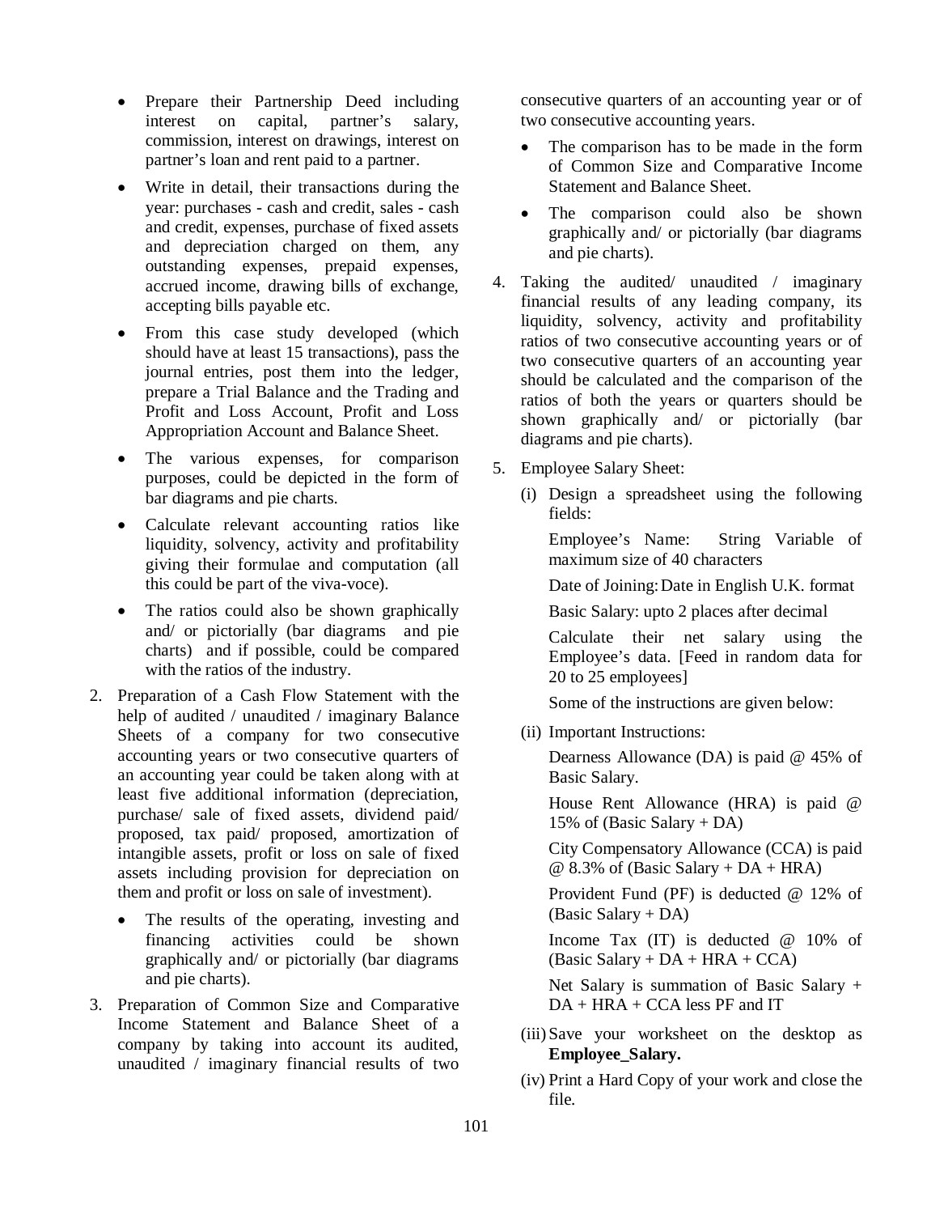- Prepare their Partnership Deed including interest on capital, partner's salary, commission, interest on drawings, interest on partner's loan and rent paid to a partner.
- Write in detail, their transactions during the year: purchases - cash and credit, sales - cash and credit, expenses, purchase of fixed assets and depreciation charged on them, any outstanding expenses, prepaid expenses, accrued income, drawing bills of exchange, accepting bills payable etc.
- From this case study developed (which should have at least 15 transactions), pass the journal entries, post them into the ledger, prepare a Trial Balance and the Trading and Profit and Loss Account, Profit and Loss Appropriation Account and Balance Sheet.
- The various expenses, for comparison purposes, could be depicted in the form of bar diagrams and pie charts.
- Calculate relevant accounting ratios like liquidity, solvency, activity and profitability giving their formulae and computation (all this could be part of the viva-voce).
- The ratios could also be shown graphically and/ or pictorially (bar diagrams and pie charts) and if possible, could be compared with the ratios of the industry.

2. Preparation of a Cash Flow Statement with the help of audited / unaudited / imaginary Balance Sheets of a company for two consecutive accounting years or two consecutive quarters of an accounting year could be taken along with at least five additional information (depreciation, purchase/ sale of fixed assets, dividend paid/ proposed, tax paid/ proposed, amortization of intangible assets, profit or loss on sale of fixed assets including provision for depreciation on them and profit or loss on sale of investment).
   - The results of the operating, investing and financing activities could be shown graphically and/ or pictorially (bar diagrams and pie charts).

3. Preparation of Common Size and Comparative Income Statement and Balance Sheet of a company by taking into account its audited, unaudited / imaginary financial results of two consecutive quarters of an accounting year or of two consecutive accounting years.
   - The comparison has to be made in the form of Common Size and Comparative Income Statement and Balance Sheet.
   - The comparison could also be shown graphically and/ or pictorially (bar diagrams and pie charts).

4. Taking the audited/ unaudited / imaginary financial results of any leading company, its liquidity, solvency, activity and profitability ratios of two consecutive accounting years or of two consecutive quarters of an accounting year should be calculated and the comparison of the ratios of both the years or quarters should be shown graphically and/ or pictorially (bar diagrams and pie charts).

5. Employee Salary Sheet:

   (i) Design a spreadsheet using the following fields:

   Employee's Name: String Variable of maximum size of 40 characters

   Date of Joining: Date in English U.K. format

   Basic Salary: upto 2 places after decimal

   Calculate their net salary using the Employee's data. [Feed in random data for 20 to 25 employees]

   Some of the instructions are given below:

   (ii) Important Instructions:

   Dearness Allowance (DA) is paid @ 45% of Basic Salary.

   House Rent Allowance (HRA) is paid @ 15% of (Basic Salary + DA)

   City Compensatory Allowance (CCA) is paid @ 8.3% of (Basic Salary + DA + HRA)

   Provident Fund (PF) is deducted @ 12% of (Basic Salary + DA)

   Income Tax (IT) is deducted @ 10% of (Basic Salary + DA + HRA + CCA)

   Net Salary is summation of Basic Salary + DA + HRA + CCA less PF and IT

   (iii) Save your worksheet on the desktop as **Employee_Salary.**

   (iv) Print a Hard Copy of your work and close the file.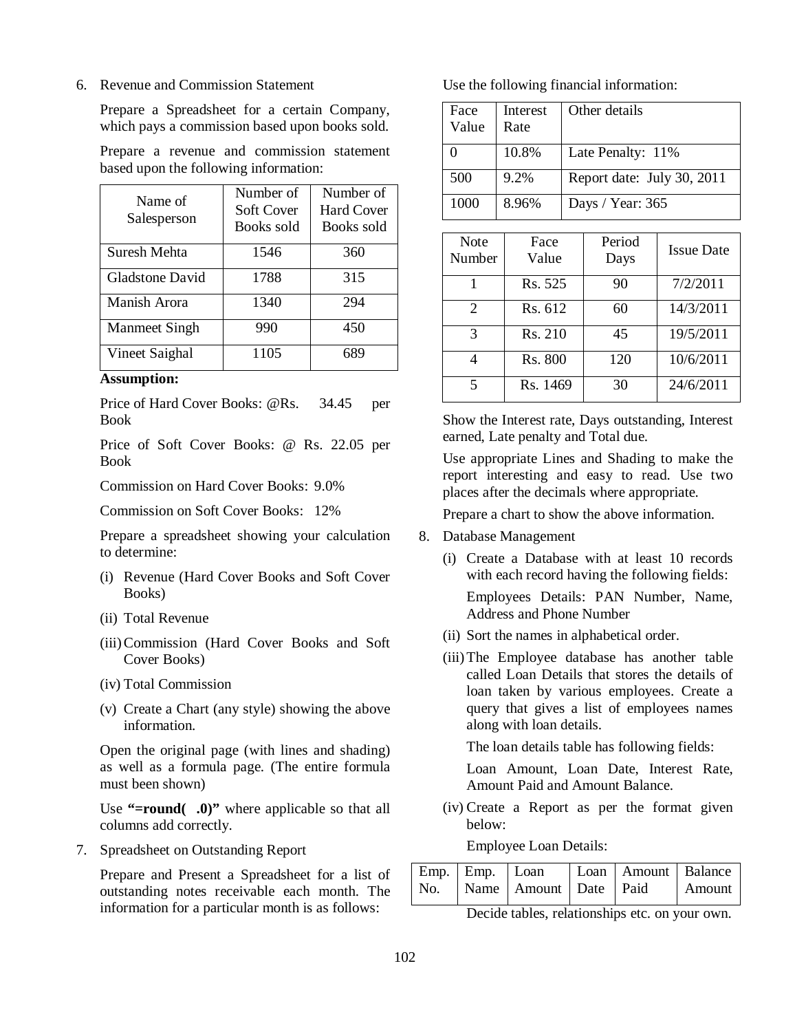6. Revenue and Commission Statement

   Prepare a Spreadsheet for a certain Company, which pays a commission based upon books sold.

   Prepare a revenue and commission statement based upon the following information:

| Name of Salesperson | Number of Soft Cover Books sold | Number of Hard Cover Books sold |
|---|---|---|
| Suresh Mehta | 1546 | 360 |
| Gladstone David | 1788 | 315 |
| Manish Arora | 1340 | 294 |
| Manmeet Singh | 990 | 450 |
| Vineet Saighal | 1105 | 689 |

   **Assumption:**

   Price of Hard Cover Books: @Rs. 34.45 per Book

   Price of Soft Cover Books: @ Rs. 22.05 per Book

   Commission on Hard Cover Books: 9.0%

   Commission on Soft Cover Books: 12%

   Prepare a spreadsheet showing your calculation to determine:

   (i) Revenue (Hard Cover Books and Soft Cover Books)

   (ii) Total Revenue

   (iii) Commission (Hard Cover Books and Soft Cover Books)

   (iv) Total Commission

   (v) Create a Chart (any style) showing the above information.

   Open the original page (with lines and shading) as well as a formula page. (The entire formula must been shown)

   Use **"=round( .0)"** where applicable so that all columns add correctly.

7. Spreadsheet on Outstanding Report

   Prepare and Present a Spreadsheet for a list of outstanding notes receivable each month. The information for a particular month is as follows:

   Use the following financial information:

| Face Value | Interest Rate | Other details |
|---|---|---|
| 0 | 10.8% | Late Penalty: 11% |
| 500 | 9.2% | Report date: July 30, 2011 |
| 1000 | 8.96% | Days / Year: 365 |

| Note Number | Face Value | Period Days | Issue Date |
|---|---|---|---|
| 1 | Rs. 525 | 90 | 7/2/2011 |
| 2 | Rs. 612 | 60 | 14/3/2011 |
| 3 | Rs. 210 | 45 | 19/5/2011 |
| 4 | Rs. 800 | 120 | 10/6/2011 |
| 5 | Rs. 1469 | 30 | 24/6/2011 |

   Show the Interest rate, Days outstanding, Interest earned, Late penalty and Total due.

   Use appropriate Lines and Shading to make the report interesting and easy to read. Use two places after the decimals where appropriate.

   Prepare a chart to show the above information.

8. Database Management

   (i) Create a Database with at least 10 records with each record having the following fields:

   Employees Details: PAN Number, Name, Address and Phone Number

   (ii) Sort the names in alphabetical order.

   (iii) The Employee database has another table called Loan Details that stores the details of loan taken by various employees. Create a query that gives a list of employees names along with loan details.

   The loan details table has following fields:

   Loan Amount, Loan Date, Interest Rate, Amount Paid and Amount Balance.

   (iv) Create a Report as per the format given below:

   Employee Loan Details:

| Emp. No. | Emp. Name | Loan Amount | Loan Date | Amount Paid | Balance Amount |
|---|---|---|---|---|---|

   Decide tables, relationships etc. on your own.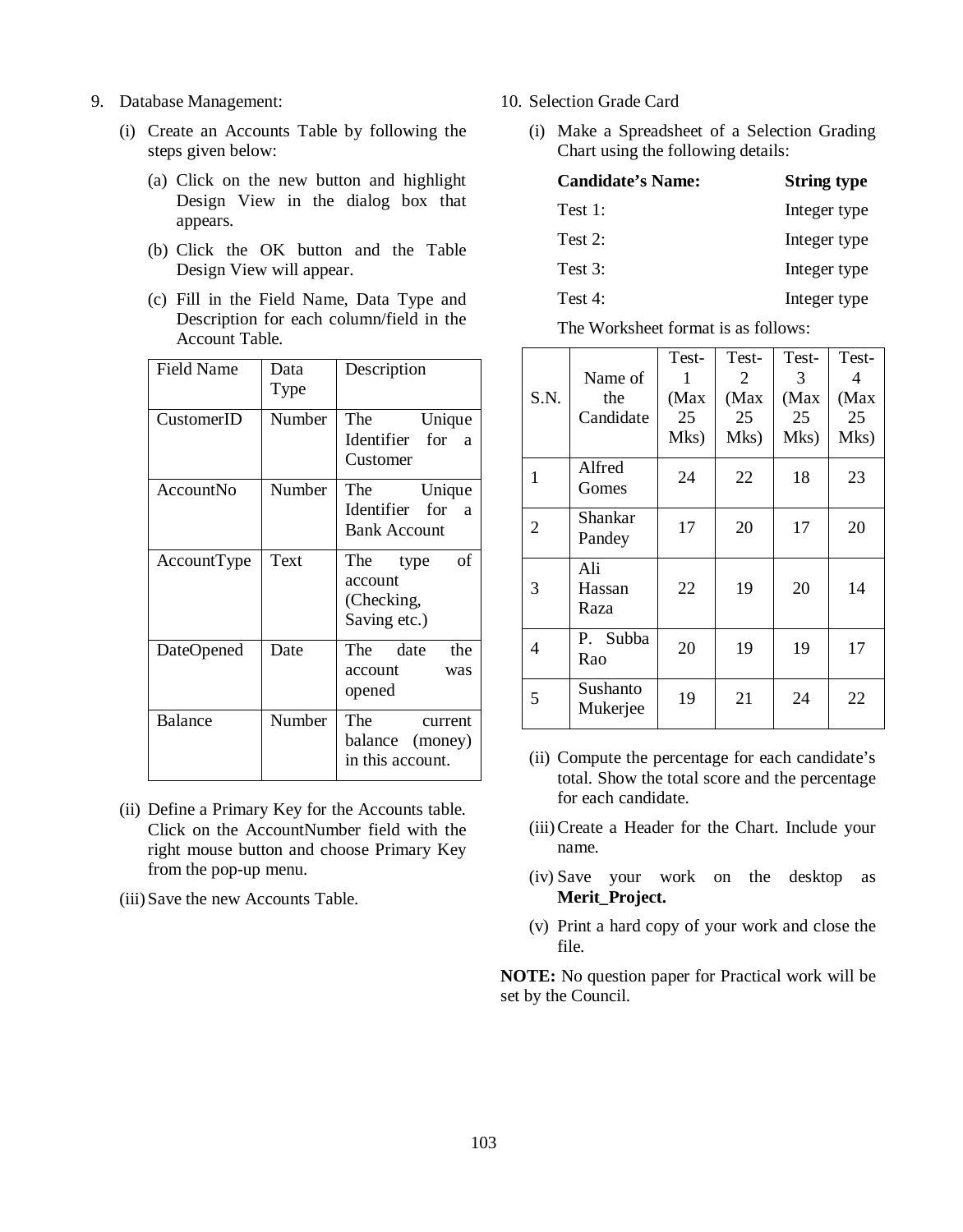9. Database Management:

   (i) Create an Accounts Table by following the steps given below:

      (a) Click on the new button and highlight Design View in the dialog box that appears.

      (b) Click the OK button and the Table Design View will appear.

      (c) Fill in the Field Name, Data Type and Description for each column/field in the Account Table.

| Field Name | Data Type | Description |
|---|---|---|
| CustomerID | Number | The Unique Identifier for a Customer |
| AccountNo | Number | The Unique Identifier for a Bank Account |
| AccountType | Text | The type of account (Checking, Saving etc.) |
| DateOpened | Date | The date the account was opened |
| Balance | Number | The current balance (money) in this account. |

   (ii) Define a Primary Key for the Accounts table. Click on the AccountNumber field with the right mouse button and choose Primary Key from the pop-up menu.

   (iii) Save the new Accounts Table.

10. Selection Grade Card

   (i) Make a Spreadsheet of a Selection Grading Chart using the following details:

| | |
|---|---|
| **Candidate's Name:** | **String type** |
| Test 1: | Integer type |
| Test 2: | Integer type |
| Test 3: | Integer type |
| Test 4: | Integer type |

   The Worksheet format is as follows:

| S.N. | Name of the Candidate | Test-1 (Max 25 Mks) | Test-2 (Max 25 Mks) | Test-3 (Max 25 Mks) | Test-4 (Max 25 Mks) |
|---|---|---|---|---|---|
| 1 | Alfred Gomes | 24 | 22 | 18 | 23 |
| 2 | Shankar Pandey | 17 | 20 | 17 | 20 |
| 3 | Ali Hassan Raza | 22 | 19 | 20 | 14 |
| 4 | P. Subba Rao | 20 | 19 | 19 | 17 |
| 5 | Sushanto Mukerjee | 19 | 21 | 24 | 22 |

   (ii) Compute the percentage for each candidate's total. Show the total score and the percentage for each candidate.

   (iii) Create a Header for the Chart. Include your name.

   (iv) Save your work on the desktop as **Merit_Project.**

   (v) Print a hard copy of your work and close the file.

**NOTE:** No question paper for Practical work will be set by the Council.